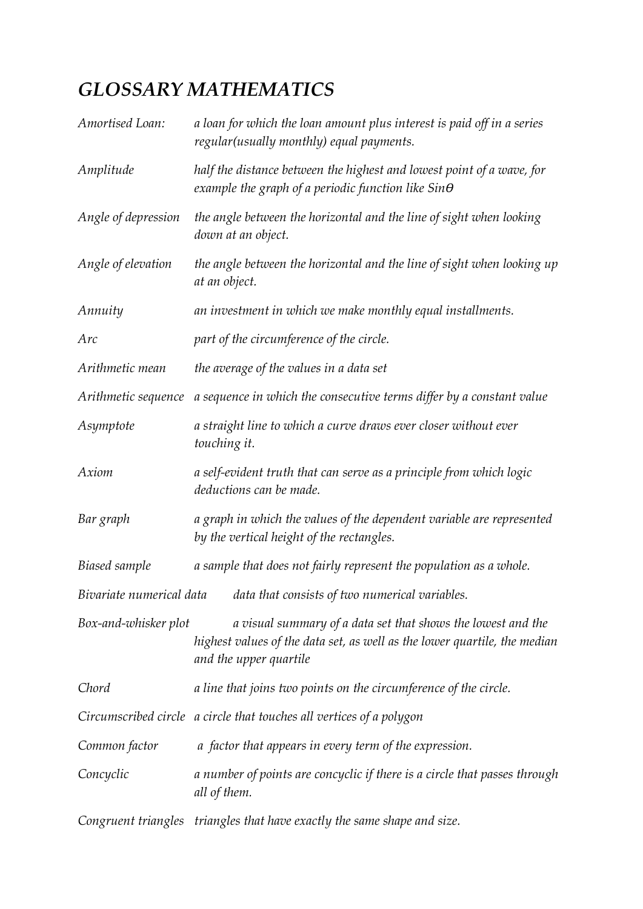# *GLOSSARY MATHEMATICS*

| | |
|---|---|
| *Amortised Loan:* | *a loan for which the loan amount plus interest is paid off in a series regular(usually monthly) equal payments.* |
| *Amplitude* | *half the distance between the highest and lowest point of a wave, for example the graph of a periodic function like Sin$\theta$* |
| *Angle of depression* | *the angle between the horizontal and the line of sight when looking down at an object.* |
| *Angle of elevation* | *the angle between the horizontal and the line of sight when looking up at an object.* |
| *Annuity* | *an investment in which we make monthly equal installments.* |
| *Arc* | *part of the circumference of the circle.* |
| *Arithmetic mean* | *the average of the values in a data set* |
| *Arithmetic sequence* | *a sequence in which the consecutive terms differ by a constant value* |
| *Asymptote* | *a straight line to which a curve draws ever closer without ever touching it.* |
| *Axiom* | *a self-evident truth that can serve as a principle from which logic deductions can be made.* |
| *Bar graph* | *a graph in which the values of the dependent variable are represented by the vertical height of the rectangles.* |
| *Biased sample* | *a sample that does not fairly represent the population as a whole.* |
| *Bivariate numerical data* | *data that consists of two numerical variables.* |
| *Box-and-whisker plot* | *a visual summary of a data set that shows the lowest and the highest values of the data set, as well as the lower quartile, the median and the upper quartile* |
| *Chord* | *a line that joins two points on the circumference of the circle.* |
| *Circumscribed circle* | *a circle that touches all vertices of a polygon* |
| *Common factor* | *a factor that appears in every term of the expression.* |
| *Concyclic* | *a number of points are concyclic if there is a circle that passes through all of them.* |
| *Congruent triangles* | *triangles that have exactly the same shape and size.* |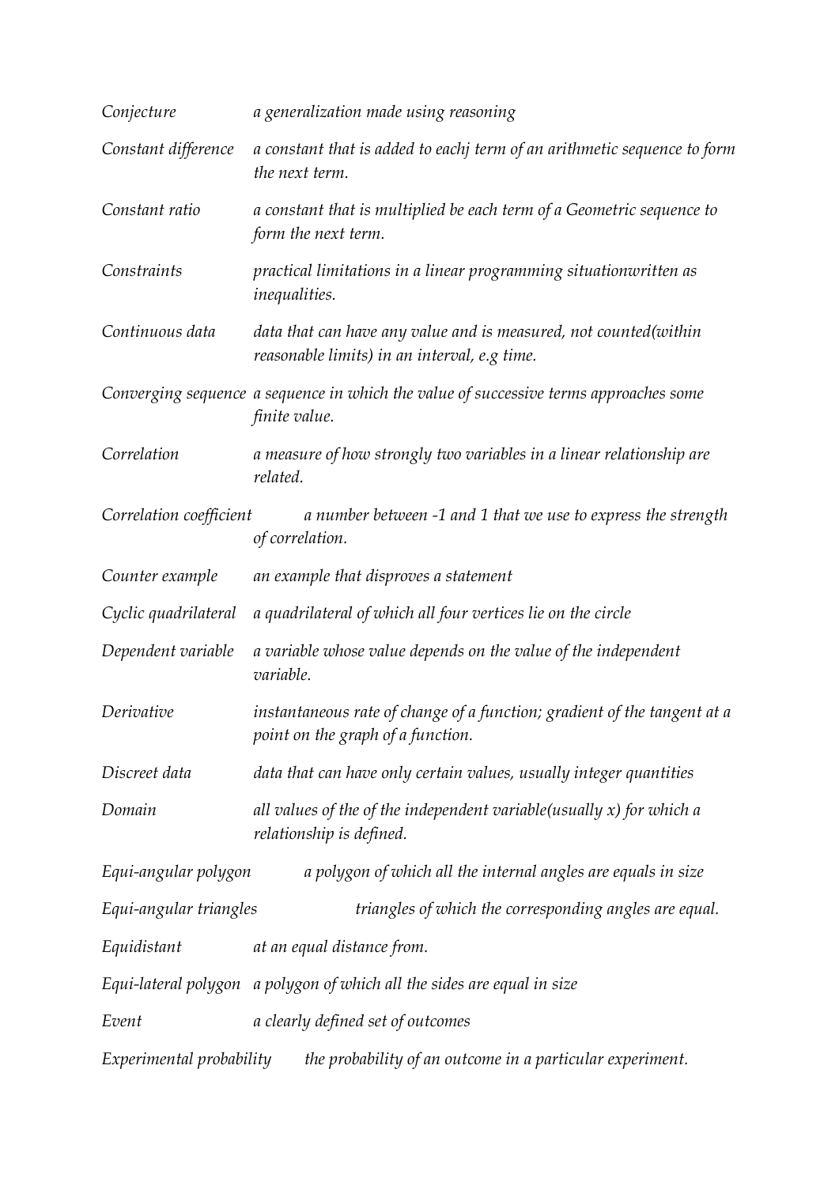*Conjecture* — *a generalization made using reasoning*

*Constant difference* — *a constant that is added to eachj term of an arithmetic sequence to form the next term.*

*Constant ratio* — *a constant that is multiplied be each term of a Geometric sequence to form the next term.*

*Constraints* — *practical limitations in a linear programming situationwritten as inequalities.*

*Continuous data* — *data that can have any value and is measured, not counted(within reasonable limits) in an interval, e.g time.*

*Converging sequence* — *a sequence in which the value of successive terms approaches some finite value.*

*Correlation* — *a measure of how strongly two variables in a linear relationship are related.*

*Correlation coefficient* — *a number between -1 and 1 that we use to express the strength of correlation.*

*Counter example* — *an example that disproves a statement*

*Cyclic quadrilateral* — *a quadrilateral of which all four vertices lie on the circle*

*Dependent variable* — *a variable whose value depends on the value of the independent variable.*

*Derivative* — *instantaneous rate of change of a function; gradient of the tangent at a point on the graph of a function.*

*Discreet data* — *data that can have only certain values, usually integer quantities*

*Domain* — *all values of the of the independent variable(usually x) for which a relationship is defined.*

*Equi-angular polygon* — *a polygon of which all the internal angles are equals in size*

*Equi-angular triangles* — *triangles of which the corresponding angles are equal.*

*Equidistant* — *at an equal distance from.*

*Equi-lateral polygon* — *a polygon of which all the sides are equal in size*

*Event* — *a clearly defined set of outcomes*

*Experimental probability* — *the probability of an outcome in a particular experiment.*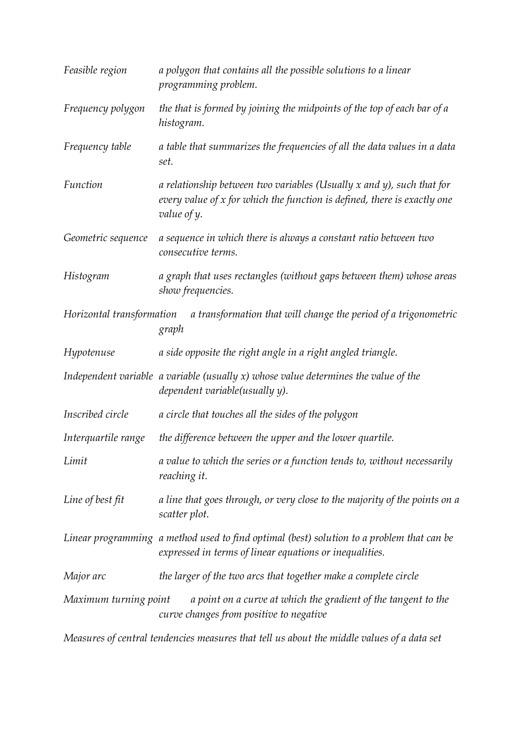*Feasible region* — *a polygon that contains all the possible solutions to a linear programming problem.*

*Frequency polygon* — *the that is formed by joining the midpoints of the top of each bar of a histogram.*

*Frequency table* — *a table that summarizes the frequencies of all the data values in a data set.*

*Function* — *a relationship between two variables (Usually x and y), such that for every value of x for which the function is defined, there is exactly one value of y.*

*Geometric sequence* — *a sequence in which there is always a constant ratio between two consecutive terms.*

*Histogram* — *a graph that uses rectangles (without gaps between them) whose areas show frequencies.*

*Horizontal transformation* — *a transformation that will change the period of a trigonometric graph*

*Hypotenuse* — *a side opposite the right angle in a right angled triangle.*

*Independent variable* — *a variable (usually x) whose value determines the value of the dependent variable(usually y).*

*Inscribed circle* — *a circle that touches all the sides of the polygon*

*Interquartile range* — *the difference between the upper and the lower quartile.*

*Limit* — *a value to which the series or a function tends to, without necessarily reaching it.*

*Line of best fit* — *a line that goes through, or very close to the majority of the points on a scatter plot.*

*Linear programming* — *a method used to find optimal (best) solution to a problem that can be expressed in terms of linear equations or inequalities.*

*Major arc* — *the larger of the two arcs that together make a complete circle*

*Maximum turning point* — *a point on a curve at which the gradient of the tangent to the curve changes from positive to negative*

*Measures of central tendencies* — *measures that tell us about the middle values of a data set*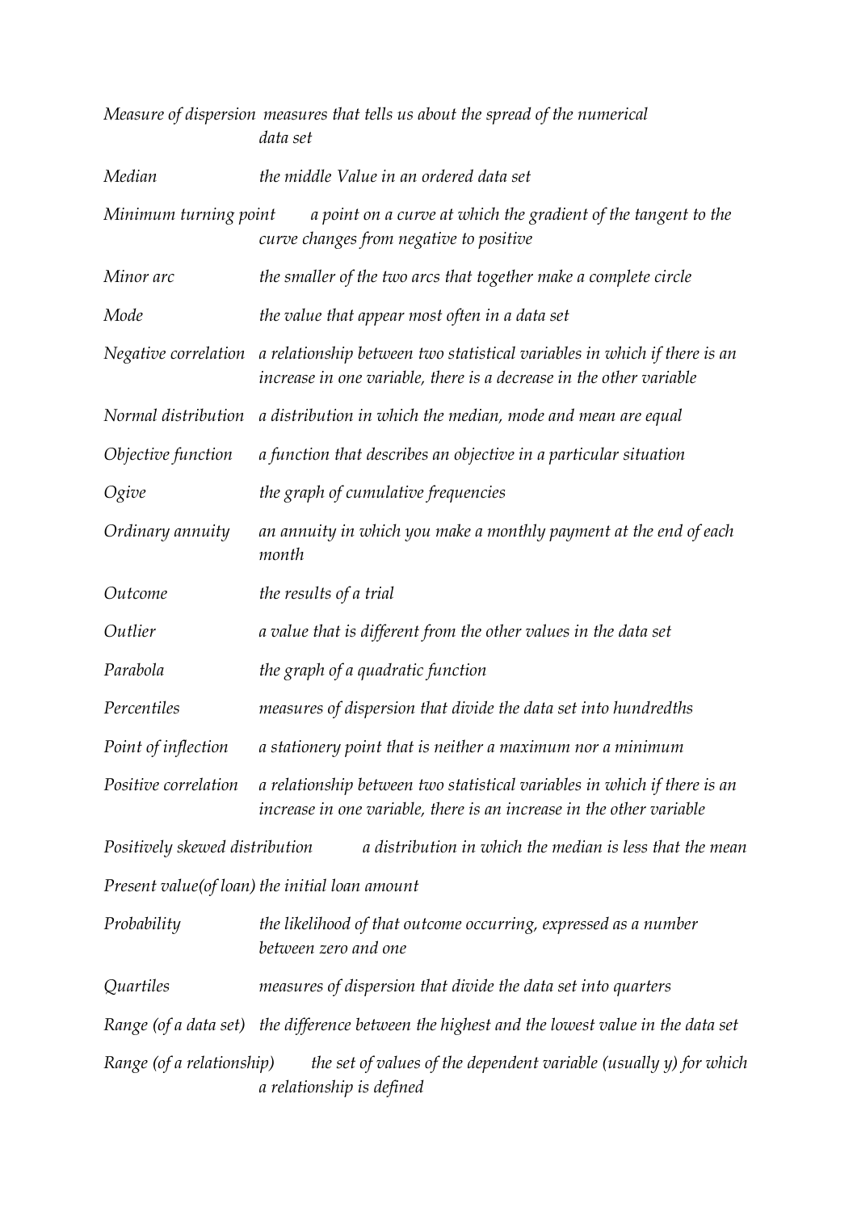*Measure of dispersion* *measures that tells us about the spread of the numerical data set*

*Median* *the middle Value in an ordered data set*

*Minimum turning point* *a point on a curve at which the gradient of the tangent to the curve changes from negative to positive*

*Minor arc* *the smaller of the two arcs that together make a complete circle*

*Mode* *the value that appear most often in a data set*

*Negative correlation* *a relationship between two statistical variables in which if there is an increase in one variable, there is a decrease in the other variable*

*Normal distribution* *a distribution in which the median, mode and mean are equal*

*Objective function* *a function that describes an objective in a particular situation*

*Ogive* *the graph of cumulative frequencies*

*Ordinary annuity* *an annuity in which you make a monthly payment at the end of each month*

*Outcome* *the results of a trial*

*Outlier* *a value that is different from the other values in the data set*

*Parabola* *the graph of a quadratic function*

*Percentiles* *measures of dispersion that divide the data set into hundredths*

*Point of inflection* *a stationery point that is neither a maximum nor a minimum*

*Positive correlation* *a relationship between two statistical variables in which if there is an increase in one variable, there is an increase in the other variable*

*Positively skewed distribution* *a distribution in which the median is less that the mean*

*Present value(of loan)* *the initial loan amount*

*Probability* *the likelihood of that outcome occurring, expressed as a number between zero and one*

*Quartiles* *measures of dispersion that divide the data set into quarters*

*Range (of a data set)* *the difference between the highest and the lowest value in the data set*

*Range (of a relationship)* *the set of values of the dependent variable (usually y) for which a relationship is defined*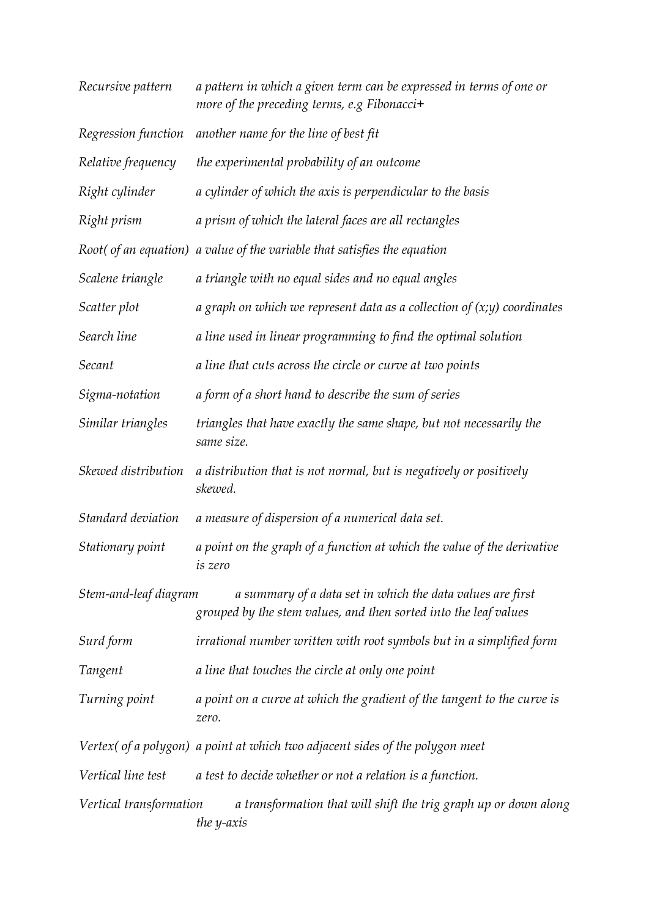*Recursive pattern* *a pattern in which a given term can be expressed in terms of one or more of the preceding terms, e.g Fibonacci+*

*Regression function* *another name for the line of best fit*

*Relative frequency* *the experimental probability of an outcome*

*Right cylinder* *a cylinder of which the axis is perpendicular to the basis*

*Right prism* *a prism of which the lateral faces are all rectangles*

*Root( of an equation)* *a value of the variable that satisfies the equation*

*Scalene triangle* *a triangle with no equal sides and no equal angles*

*Scatter plot* *a graph on which we represent data as a collection of (x;y) coordinates*

*Search line* *a line used in linear programming to find the optimal solution*

*Secant* *a line that cuts across the circle or curve at two points*

*Sigma-notation* *a form of a short hand to describe the sum of series*

*Similar triangles* *triangles that have exactly the same shape, but not necessarily the same size.*

*Skewed distribution* *a distribution that is not normal, but is negatively or positively skewed.*

*Standard deviation* *a measure of dispersion of a numerical data set.*

*Stationary point* *a point on the graph of a function at which the value of the derivative is zero*

*Stem-and-leaf diagram* *a summary of a data set in which the data values are first grouped by the stem values, and then sorted into the leaf values*

*Surd form* *irrational number written with root symbols but in a simplified form*

*Tangent* *a line that touches the circle at only one point*

*Turning point* *a point on a curve at which the gradient of the tangent to the curve is zero.*

*Vertex( of a polygon)* *a point at which two adjacent sides of the polygon meet*

*Vertical line test* *a test to decide whether or not a relation is a function.*

*Vertical transformation* *a transformation that will shift the trig graph up or down along the y-axis*